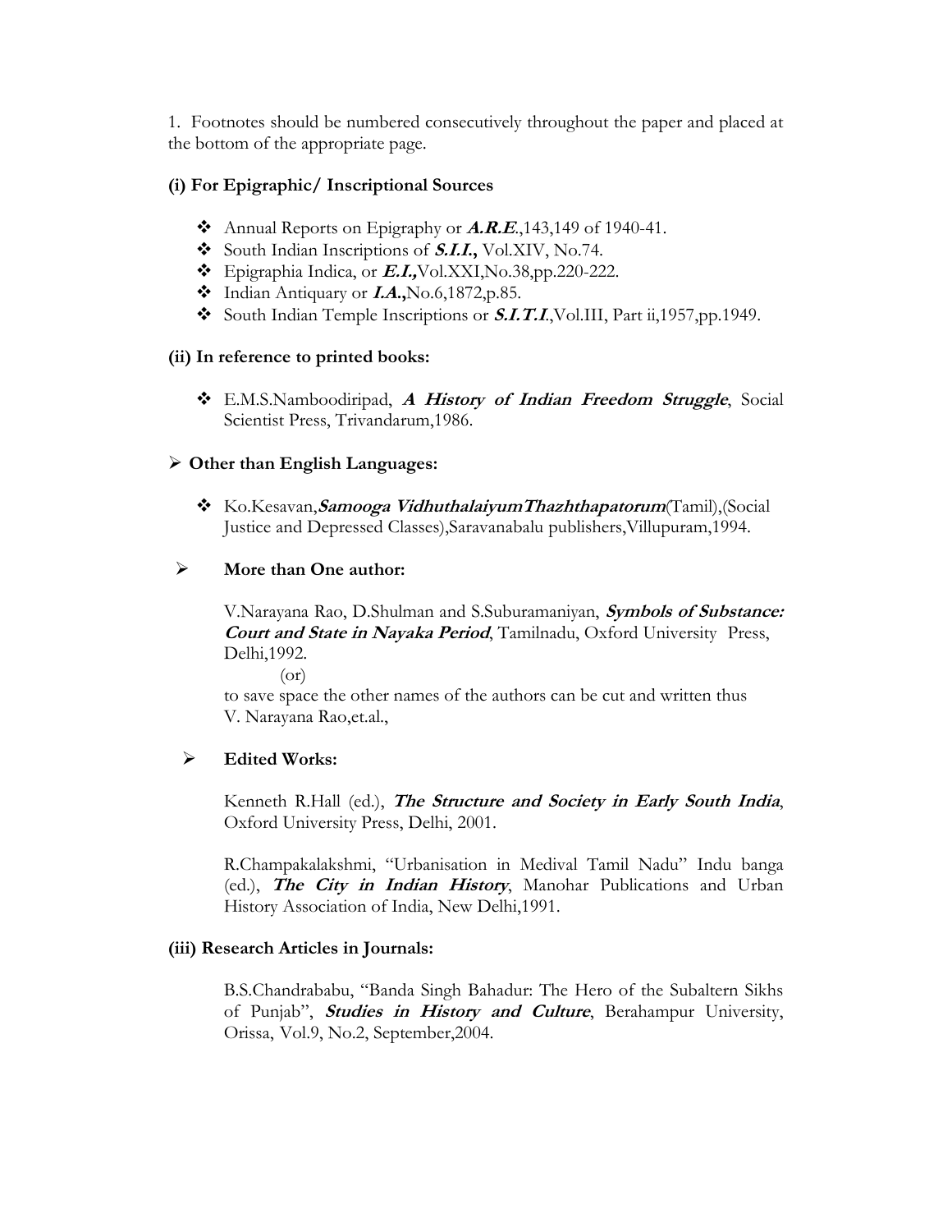1. Footnotes should be numbered consecutively throughout the paper and placed at the bottom of the appropriate page.

**(i) For Epigraphic/ Inscriptional Sources**

- Annual Reports on Epigraphy or ***A.R.E***.,143,149 of 1940-41.
- South Indian Inscriptions of ***S.I.I.*,** Vol.XIV, No.74.
- Epigraphia Indica, or ***E.I.,***Vol.XXI,No.38,pp.220-222.
- Indian Antiquary or ***I.A.*,**No.6,1872,p.85.
- South Indian Temple Inscriptions or ***S.I.T.I***.,Vol.III, Part ii,1957,pp.1949.

**(ii) In reference to printed books:**

- E.M.S.Namboodiripad, ***A History of Indian Freedom Struggle***, Social Scientist Press, Trivandarum,1986.

- **Other than English Languages:**

  - Ko.Kesavan,***Samooga VidhuthalaiyumThazhthapatorum***(Tamil),(Social Justice and Depressed Classes),Saravanabalu publishers,Villupuram,1994.

- **More than One author:**

  V.Narayana Rao, D.Shulman and S.Suburamaniyan, ***Symbols of Substance: Court and State in Nayaka Period***, Tamilnadu, Oxford University Press, Delhi,1992.

  (or)

  to save space the other names of the authors can be cut and written thus V. Narayana Rao,et.al.,

- **Edited Works:**

  Kenneth R.Hall (ed.), ***The Structure and Society in Early South India***, Oxford University Press, Delhi, 2001.

  R.Champakalakshmi, "Urbanisation in Medival Tamil Nadu" Indu banga (ed.), ***The City in Indian History***, Manohar Publications and Urban History Association of India, New Delhi,1991.

**(iii) Research Articles in Journals:**

B.S.Chandrababu, "Banda Singh Bahadur: The Hero of the Subaltern Sikhs of Punjab", ***Studies in History and Culture***, Berahampur University, Orissa, Vol.9, No.2, September,2004.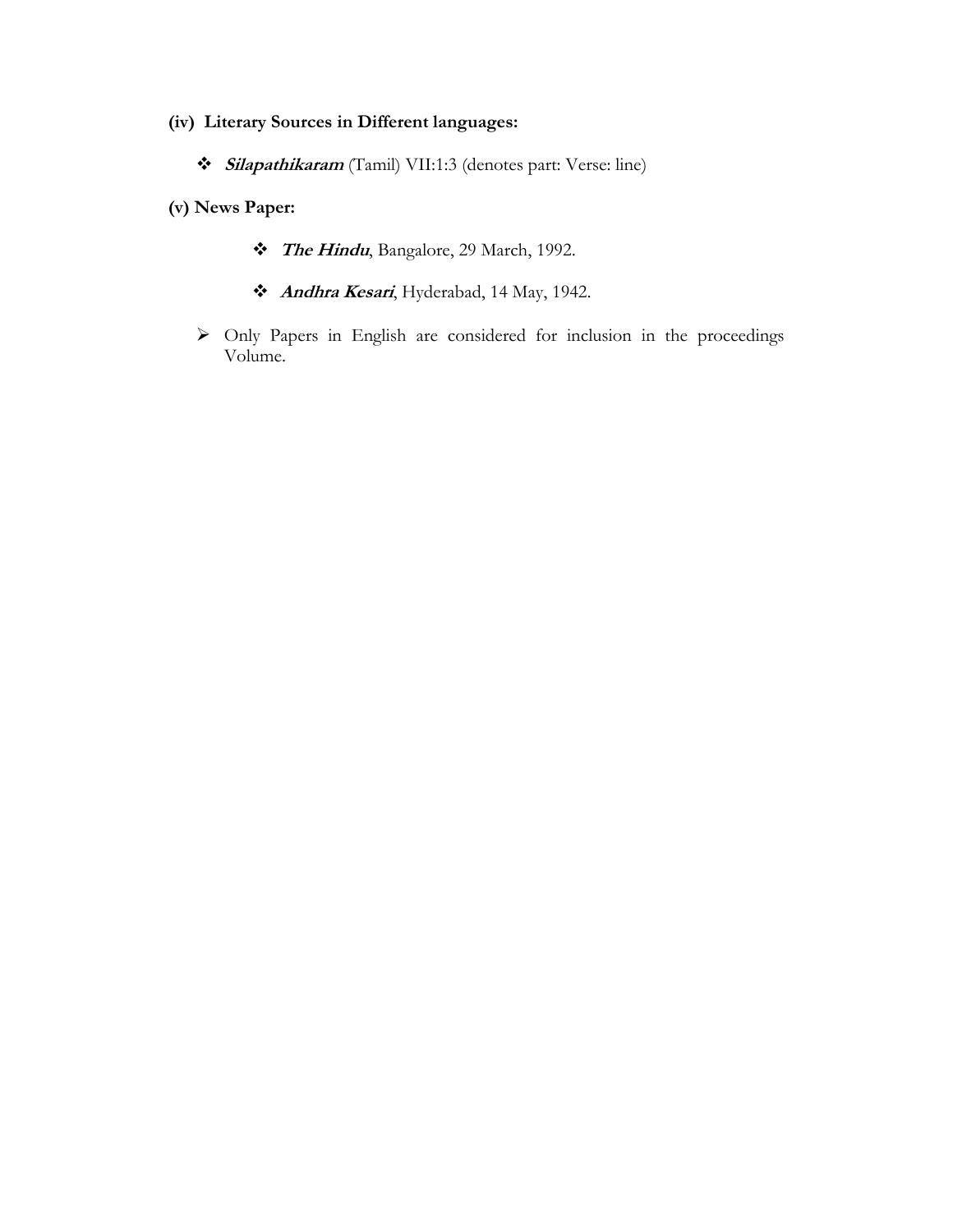**(iv) Literary Sources in Different languages:**

- ***Silapathikaram*** (Tamil) VII:1:3 (denotes part: Verse: line)

**(v) News Paper:**

- ***The Hindu***, Bangalore, 29 March, 1992.
- ***Andhra Kesari***, Hyderabad, 14 May, 1942.

- Only Papers in English are considered for inclusion in the proceedings Volume.